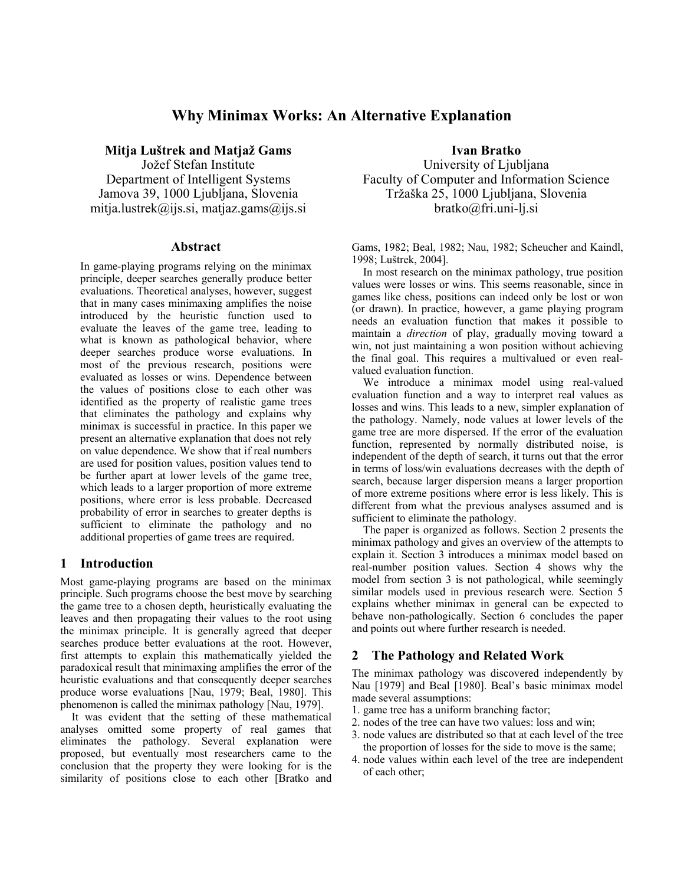# Why Minimax Works: An Alternative Explanation

**Mitja Luštrek and Matjaž Gams**
Jožef Stefan Institute
Department of Intelligent Systems
Jamova 39, 1000 Ljubljana, Slovenia
mitja.lustrek@ijs.si, matjaz.gams@ijs.si

**Ivan Bratko**
University of Ljubljana
Faculty of Computer and Information Science
Tržaška 25, 1000 Ljubljana, Slovenia
bratko@fri.uni-lj.si

## Abstract

In game-playing programs relying on the minimax principle, deeper searches generally produce better evaluations. Theoretical analyses, however, suggest that in many cases minimaxing amplifies the noise introduced by the heuristic function used to evaluate the leaves of the game tree, leading to what is known as pathological behavior, where deeper searches produce worse evaluations. In most of the previous research, positions were evaluated as losses or wins. Dependence between the values of positions close to each other was identified as the property of realistic game trees that eliminates the pathology and explains why minimax is successful in practice. In this paper we present an alternative explanation that does not rely on value dependence. We show that if real numbers are used for position values, position values tend to be further apart at lower levels of the game tree, which leads to a larger proportion of more extreme positions, where error is less probable. Decreased probability of error in searches to greater depths is sufficient to eliminate the pathology and no additional properties of game trees are required.

## 1 Introduction

Most game-playing programs are based on the minimax principle. Such programs choose the best move by searching the game tree to a chosen depth, heuristically evaluating the leaves and then propagating their values to the root using the minimax principle. It is generally agreed that deeper searches produce better evaluations at the root. However, first attempts to explain this mathematically yielded the paradoxical result that minimaxing amplifies the error of the heuristic evaluations and that consequently deeper searches produce worse evaluations [Nau, 1979; Beal, 1980]. This phenomenon is called the minimax pathology [Nau, 1979].

It was evident that the setting of these mathematical analyses omitted some property of real games that eliminates the pathology. Several explanation were proposed, but eventually most researchers came to the conclusion that the property they were looking for is the similarity of positions close to each other [Bratko and Gams, 1982; Beal, 1982; Nau, 1982; Scheucher and Kaindl, 1998; Luštrek, 2004].

In most research on the minimax pathology, true position values were losses or wins. This seems reasonable, since in games like chess, positions can indeed only be lost or won (or drawn). In practice, however, a game playing program needs an evaluation function that makes it possible to maintain a *direction* of play, gradually moving toward a win, not just maintaining a won position without achieving the final goal. This requires a multivalued or even real-valued evaluation function.

We introduce a minimax model using real-valued evaluation function and a way to interpret real values as losses and wins. This leads to a new, simpler explanation of the pathology. Namely, node values at lower levels of the game tree are more dispersed. If the error of the evaluation function, represented by normally distributed noise, is independent of the depth of search, it turns out that the error in terms of loss/win evaluations decreases with the depth of search, because larger dispersion means a larger proportion of more extreme positions where error is less likely. This is different from what the previous analyses assumed and is sufficient to eliminate the pathology.

The paper is organized as follows. Section 2 presents the minimax pathology and gives an overview of the attempts to explain it. Section 3 introduces a minimax model based on real-number position values. Section 4 shows why the model from section 3 is not pathological, while seemingly similar models used in previous research were. Section 5 explains whether minimax in general can be expected to behave non-pathologically. Section 6 concludes the paper and points out where further research is needed.

## 2 The Pathology and Related Work

The minimax pathology was discovered independently by Nau [1979] and Beal [1980]. Beal's basic minimax model made several assumptions:

1. game tree has a uniform branching factor;
2. nodes of the tree can have two values: loss and win;
3. node values are distributed so that at each level of the tree the proportion of losses for the side to move is the same;
4. node values within each level of the tree are independent of each other;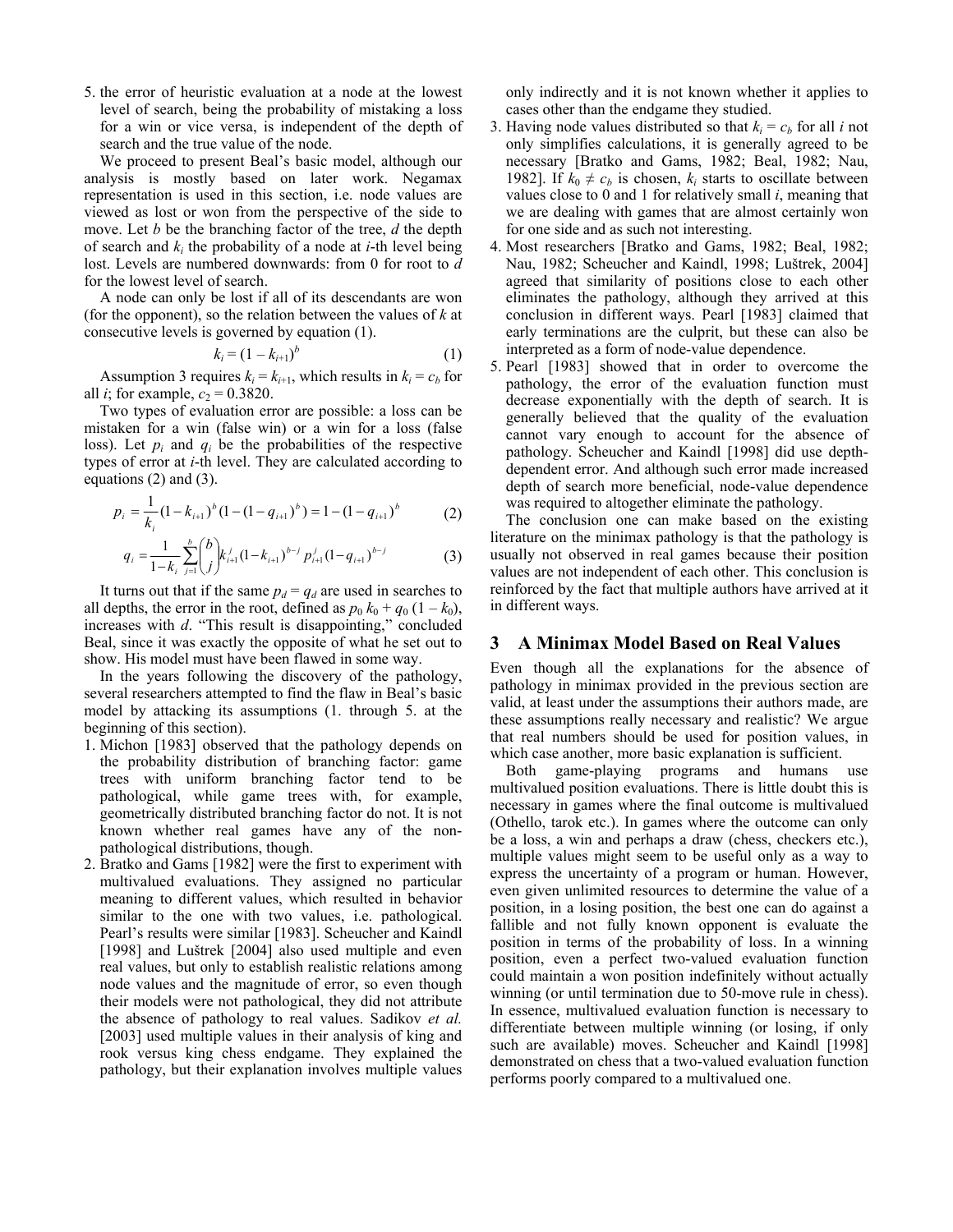5. the error of heuristic evaluation at a node at the lowest level of search, being the probability of mistaking a loss for a win or vice versa, is independent of the depth of search and the true value of the node.

We proceed to present Beal's basic model, although our analysis is mostly based on later work. Negamax representation is used in this section, i.e. node values are viewed as lost or won from the perspective of the side to move. Let $b$ be the branching factor of the tree, $d$ the depth of search and $k_i$ the probability of a node at $i$-th level being lost. Levels are numbered downwards: from 0 for root to $d$ for the lowest level of search.

A node can only be lost if all of its descendants are won (for the opponent), so the relation between the values of $k$ at consecutive levels is governed by equation (1).

$$k_i = (1 - k_{i+1})^b \tag{1}$$

Assumption 3 requires $k_i = k_{i+1}$, which results in $k_i = c_b$ for all $i$; for example, $c_2 = 0.3820$.

Two types of evaluation error are possible: a loss can be mistaken for a win (false win) or a win for a loss (false loss). Let $p_i$ and $q_i$ be the probabilities of the respective types of error at $i$-th level. They are calculated according to equations (2) and (3).

$$p_i = \frac{1}{k_i}(1 - k_{i+1})^b (1 - (1 - q_{i+1})^b) = 1 - (1 - q_{i+1})^b \tag{2}$$

$$q_i = \frac{1}{1 - k_i} \sum_{j=1}^{b} \binom{b}{j} k_{i+1}^j (1 - k_{i+1})^{b-j} p_{i+1}^j (1 - q_{i+1})^{b-j} \tag{3}$$

It turns out that if the same $p_d = q_d$ are used in searches to all depths, the error in the root, defined as $p_0 k_0 + q_0 (1 - k_0)$, increases with $d$. "This result is disappointing," concluded Beal, since it was exactly the opposite of what he set out to show. His model must have been flawed in some way.

In the years following the discovery of the pathology, several researchers attempted to find the flaw in Beal's basic model by attacking its assumptions (1. through 5. at the beginning of this section).

1. Michon [1983] observed that the pathology depends on the probability distribution of branching factor: game trees with uniform branching factor tend to be pathological, while game trees with, for example, geometrically distributed branching factor do not. It is not known whether real games have any of the non-pathological distributions, though.
2. Bratko and Gams [1982] were the first to experiment with multivalued evaluations. They assigned no particular meaning to different values, which resulted in behavior similar to the one with two values, i.e. pathological. Pearl's results were similar [1983]. Scheucher and Kaindl [1998] and Luštrek [2004] also used multiple and even real values, but only to establish realistic relations among node values and the magnitude of error, so even though their models were not pathological, they did not attribute the absence of pathology to real values. Sadikov *et al.* [2003] used multiple values in their analysis of king and rook versus king chess endgame. They explained the pathology, but their explanation involves multiple values only indirectly and it is not known whether it applies to cases other than the endgame they studied.
3. Having node values distributed so that $k_i = c_b$ for all $i$ not only simplifies calculations, it is generally agreed to be necessary [Bratko and Gams, 1982; Beal, 1982; Nau, 1982]. If $k_0 \neq c_b$ is chosen, $k_i$ starts to oscillate between values close to 0 and 1 for relatively small $i$, meaning that we are dealing with games that are almost certainly won for one side and as such not interesting.
4. Most researchers [Bratko and Gams, 1982; Beal, 1982; Nau, 1982; Scheucher and Kaindl, 1998; Luštrek, 2004] agreed that similarity of positions close to each other eliminates the pathology, although they arrived at this conclusion in different ways. Pearl [1983] claimed that early terminations are the culprit, but these can also be interpreted as a form of node-value dependence.
5. Pearl [1983] showed that in order to overcome the pathology, the error of the evaluation function must decrease exponentially with the depth of search. It is generally believed that the quality of the evaluation cannot vary enough to account for the absence of pathology. Scheucher and Kaindl [1998] did use depth-dependent error. And although such error made increased depth of search more beneficial, node-value dependence was required to altogether eliminate the pathology.

The conclusion one can make based on the existing literature on the minimax pathology is that the pathology is usually not observed in real games because their position values are not independent of each other. This conclusion is reinforced by the fact that multiple authors have arrived at it in different ways.

## 3 A Minimax Model Based on Real Values

Even though all the explanations for the absence of pathology in minimax provided in the previous section are valid, at least under the assumptions their authors made, are these assumptions really necessary and realistic? We argue that real numbers should be used for position values, in which case another, more basic explanation is sufficient.

Both game-playing programs and humans use multivalued position evaluations. There is little doubt this is necessary in games where the final outcome is multivalued (Othello, tarok etc.). In games where the outcome can only be a loss, a win and perhaps a draw (chess, checkers etc.), multiple values might seem to be useful only as a way to express the uncertainty of a program or human. However, even given unlimited resources to determine the value of a position, in a losing position, the best one can do against a fallible and not fully known opponent is evaluate the position in terms of the probability of loss. In a winning position, even a perfect two-valued evaluation function could maintain a won position indefinitely without actually winning (or until termination due to 50-move rule in chess). In essence, multivalued evaluation function is necessary to differentiate between multiple winning (or losing, if only such are available) moves. Scheucher and Kaindl [1998] demonstrated on chess that a two-valued evaluation function performs poorly compared to a multivalued one.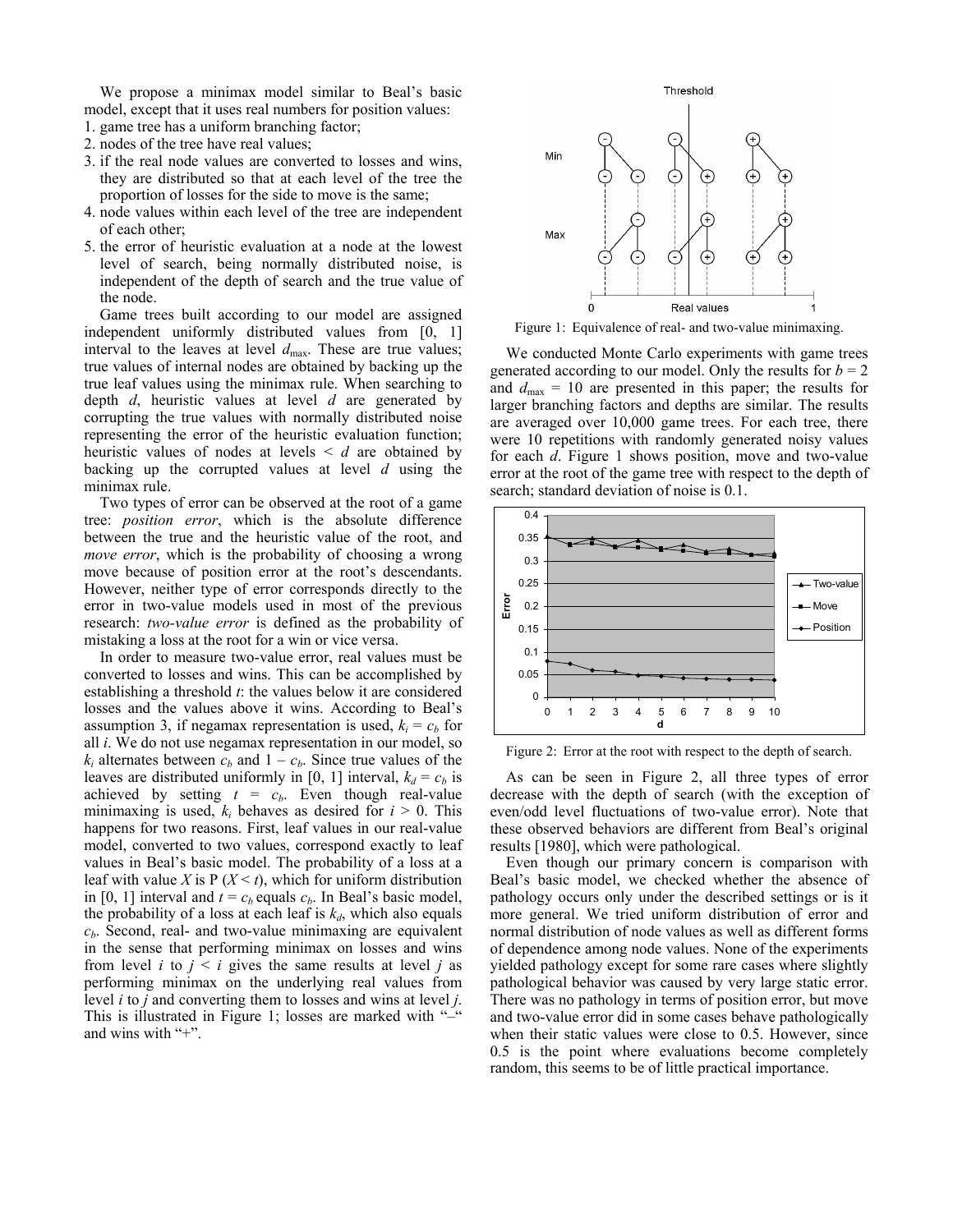We propose a minimax model similar to Beal's basic model, except that it uses real numbers for position values:

1. game tree has a uniform branching factor;
2. nodes of the tree have real values;
3. if the real node values are converted to losses and wins, they are distributed so that at each level of the tree the proportion of losses for the side to move is the same;
4. node values within each level of the tree are independent of each other;
5. the error of heuristic evaluation at a node at the lowest level of search, being normally distributed noise, is independent of the depth of search and the true value of the node.

Game trees built according to our model are assigned independent uniformly distributed values from [0, 1] interval to the leaves at level $d_{\max}$. These are true values; true values of internal nodes are obtained by backing up the true leaf values using the minimax rule. When searching to depth $d$, heuristic values at level $d$ are generated by corrupting the true values with normally distributed noise representing the error of the heuristic evaluation function; heuristic values of nodes at levels $< d$ are obtained by backing up the corrupted values at level $d$ using the minimax rule.

Two types of error can be observed at the root of a game tree: *position error*, which is the absolute difference between the true and the heuristic value of the root, and *move error*, which is the probability of choosing a wrong move because of position error at the root's descendants. However, neither type of error corresponds directly to the error in two-value models used in most of the previous research: *two-value error* is defined as the probability of mistaking a loss at the root for a win or vice versa.

In order to measure two-value error, real values must be converted to losses and wins. This can be accomplished by establishing a threshold $t$: the values below it are considered losses and the values above it wins. According to Beal's assumption 3, if negamax representation is used, $k_i = c_b$ for all $i$. We do not use negamax representation in our model, so $k_i$ alternates between $c_b$ and $1 - c_b$. Since true values of the leaves are distributed uniformly in [0, 1] interval, $k_d = c_b$ is achieved by setting $t = c_b$. Even though real-value minimaxing is used, $k_i$ behaves as desired for $i > 0$. This happens for two reasons. First, leaf values in our real-value model, converted to two values, correspond exactly to leaf values in Beal's basic model. The probability of a loss at a leaf with value $X$ is $P(X < t)$, which for uniform distribution in [0, 1] interval and $t = c_b$ equals $c_b$. In Beal's basic model, the probability of a loss at each leaf is $k_d$, which also equals $c_b$. Second, real- and two-value minimaxing are equivalent in the sense that performing minimax on losses and wins from level $i$ to $j < i$ gives the same results at level $j$ as performing minimax on the underlying real values from level $i$ to $j$ and converting them to losses and wins at level $j$. This is illustrated in Figure 1; losses are marked with "–" and wins with "+".

Figure 1: Equivalence of real- and two-value minimaxing.

We conducted Monte Carlo experiments with game trees generated according to our model. Only the results for $b = 2$ and $d_{\max} = 10$ are presented in this paper; the results for larger branching factors and depths are similar. The results are averaged over 10,000 game trees. For each tree, there were 10 repetitions with randomly generated noisy values for each $d$. Figure 1 shows position, move and two-value error at the root of the game tree with respect to the depth of search; standard deviation of noise is 0.1.

Figure 2: Error at the root with respect to the depth of search.

As can be seen in Figure 2, all three types of error decrease with the depth of search (with the exception of even/odd level fluctuations of two-value error). Note that these observed behaviors are different from Beal's original results [1980], which were pathological.

Even though our primary concern is comparison with Beal's basic model, we checked whether the absence of pathology occurs only under the described settings or is it more general. We tried uniform distribution of error and normal distribution of node values as well as different forms of dependence among node values. None of the experiments yielded pathology except for some rare cases where slightly pathological behavior was caused by very large static error. There was no pathology in terms of position error, but move and two-value error did in some cases behave pathologically when their static values were close to 0.5. However, since 0.5 is the point where evaluations become completely random, this seems to be of little practical importance.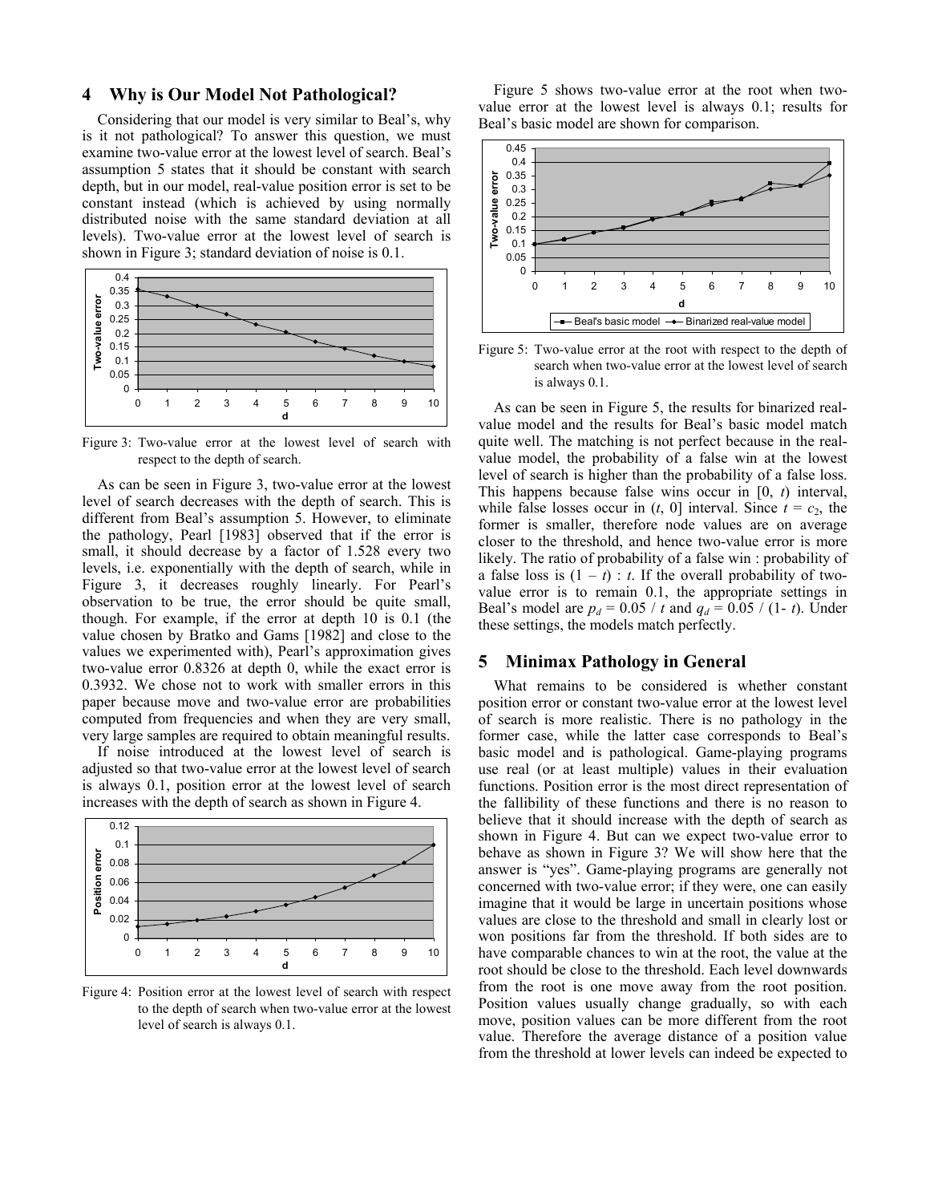## 4 Why is Our Model Not Pathological?

Considering that our model is very similar to Beal's, why is it not pathological? To answer this question, we must examine two-value error at the lowest level of search. Beal's assumption 5 states that it should be constant with search depth, but in our model, real-value position error is set to be constant instead (which is achieved by using normally distributed noise with the same standard deviation at all levels). Two-value error at the lowest level of search is shown in Figure 3; standard deviation of noise is 0.1.

Figure 3: Two-value error at the lowest level of search with respect to the depth of search.

As can be seen in Figure 3, two-value error at the lowest level of search decreases with the depth of search. This is different from Beal's assumption 5. However, to eliminate the pathology, Pearl [1983] observed that if the error is small, it should decrease by a factor of 1.528 every two levels, i.e. exponentially with the depth of search, while in Figure 3, it decreases roughly linearly. For Pearl's observation to be true, the error should be quite small, though. For example, if the error at depth 10 is 0.1 (the value chosen by Bratko and Gams [1982] and close to the values we experimented with), Pearl's approximation gives two-value error 0.8326 at depth 0, while the exact error is 0.3932. We chose not to work with smaller errors in this paper because move and two-value error are probabilities computed from frequencies and when they are very small, very large samples are required to obtain meaningful results.

If noise introduced at the lowest level of search is adjusted so that two-value error at the lowest level of search is always 0.1, position error at the lowest level of search increases with the depth of search as shown in Figure 4.

Figure 4: Position error at the lowest level of search with respect to the depth of search when two-value error at the lowest level of search is always 0.1.

Figure 5 shows two-value error at the root when two-value error at the lowest level is always 0.1; results for Beal's basic model are shown for comparison.

Figure 5: Two-value error at the root with respect to the depth of search when two-value error at the lowest level of search is always 0.1.

As can be seen in Figure 5, the results for binarized real-value model and the results for Beal's basic model match quite well. The matching is not perfect because in the real-value model, the probability of a false win at the lowest level of search is higher than the probability of a false loss. This happens because false wins occur in $[0, t)$ interval, while false losses occur in $(t, 0]$ interval. Since $t = c_2$, the former is smaller, therefore node values are on average closer to the threshold, and hence two-value error is more likely. The ratio of probability of a false win : probability of a false loss is $(1 - t) : t$. If the overall probability of two-value error is to remain 0.1, the appropriate settings in Beal's model are $p_d = 0.05 / t$ and $q_d = 0.05 / (1- t)$. Under these settings, the models match perfectly.

## 5 Minimax Pathology in General

What remains to be considered is whether constant position error or constant two-value error at the lowest level of search is more realistic. There is no pathology in the former case, while the latter case corresponds to Beal's basic model and is pathological. Game-playing programs use real (or at least multiple) values in their evaluation functions. Position error is the most direct representation of the fallibility of these functions and there is no reason to believe that it should increase with the depth of search as shown in Figure 4. But can we expect two-value error to behave as shown in Figure 3? We will show here that the answer is "yes". Game-playing programs are generally not concerned with two-value error; if they were, one can easily imagine that it would be large in uncertain positions whose values are close to the threshold and small in clearly lost or won positions far from the threshold. If both sides are to have comparable chances to win at the root, the value at the root should be close to the threshold. Each level downwards from the root is one move away from the root position. Position values usually change gradually, so with each move, position values can be more different from the root value. Therefore the average distance of a position value from the threshold at lower levels can indeed be expected to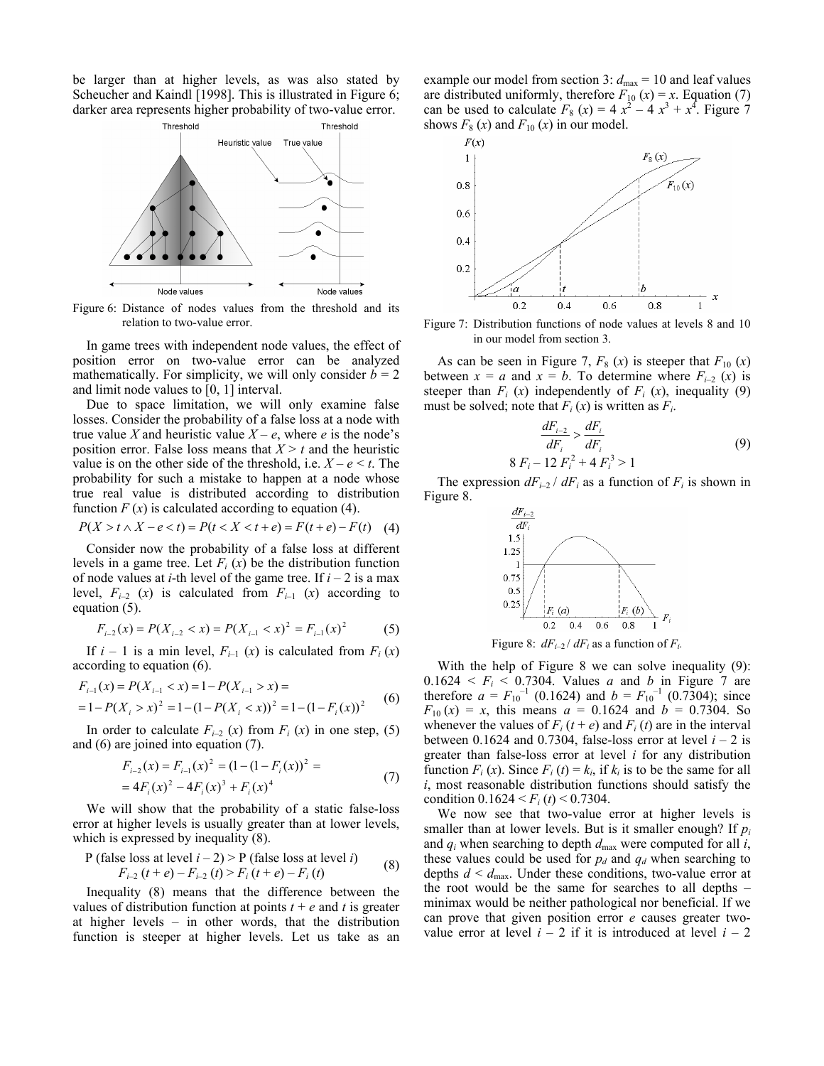be larger than at higher levels, as was also stated by Scheucher and Kaindl [1998]. This is illustrated in Figure 6; darker area represents higher probability of two-value error.

Figure 6: Distance of nodes values from the threshold and its relation to two-value error.

In game trees with independent node values, the effect of position error on two-value error can be analyzed mathematically. For simplicity, we will only consider $b = 2$ and limit node values to [0, 1] interval.

Due to space limitation, we will only examine false losses. Consider the probability of a false loss at a node with true value $X$ and heuristic value $X - e$, where $e$ is the node's position error. False loss means that $X > t$ and the heuristic value is on the other side of the threshold, i.e. $X - e < t$. The probability for such a mistake to happen at a node whose true real value is distributed according to distribution function $F(x)$ is calculated according to equation (4).

$$P(X > t \wedge X - e < t) = P(t < X < t + e) = F(t + e) - F(t) \quad (4)$$

Consider now the probability of a false loss at different levels in a game tree. Let $F_i(x)$ be the distribution function of node values at $i$-th level of the game tree. If $i - 2$ is a max level, $F_{i-2}(x)$ is calculated from $F_{i-1}(x)$ according to equation (5).

$$F_{i-2}(x) = P(X_{i-2} < x) = P(X_{i-1} < x)^2 = F_{i-1}(x)^2 \quad (5)$$

If $i - 1$ is a min level, $F_{i-1}(x)$ is calculated from $F_i(x)$ according to equation (6).

$$\begin{aligned} F_{i-1}(x) &= P(X_{i-1} < x) = 1 - P(X_{i-1} > x) = \\ &= 1 - P(X_i > x)^2 = 1 - (1 - P(X_i < x))^2 = 1 - (1 - F_i(x))^2 \end{aligned} \quad (6)$$

In order to calculate $F_{i-2}(x)$ from $F_i(x)$ in one step, (5) and (6) are joined into equation (7).

$$\begin{aligned} F_{i-2}(x) &= F_{i-1}(x)^2 = (1 - (1 - F_i(x))^2 = \\ &= 4F_i(x)^2 - 4F_i(x)^3 + F_i(x)^4 \end{aligned} \quad (7)$$

We will show that the probability of a static false-loss error at higher levels is usually greater than at lower levels, which is expressed by inequality (8).

$$\begin{aligned} &\text{P (false loss at level } i - 2) > \text{P (false loss at level } i) \\ &F_{i-2}(t + e) - F_{i-2}(t) > F_i(t + e) - F_i(t) \end{aligned} \quad (8)$$

Inequality (8) means that the difference between the values of distribution function at points $t + e$ and $t$ is greater at higher levels – in other words, that the distribution function is steeper at higher levels. Let us take as an example our model from section 3: $d_{\max} = 10$ and leaf values are distributed uniformly, therefore $F_{10}(x) = x$. Equation (7) can be used to calculate $F_8(x) = 4x^2 - 4x^3 + x^4$. Figure 7 shows $F_8(x)$ and $F_{10}(x)$ in our model.

Figure 7: Distribution functions of node values at levels 8 and 10 in our model from section 3.

As can be seen in Figure 7, $F_8(x)$ is steeper that $F_{10}(x)$ between $x = a$ and $x = b$. To determine where $F_{i-2}(x)$ is steeper than $F_i(x)$ independently of $F_i(x)$, inequality (9) must be solved; note that $F_i(x)$ is written as $F_i$.

$$\begin{aligned} \frac{dF_{i-2}}{dF_i} &> \frac{dF_i}{dF_i} \\ 8F_i - 12F_i^2 + 4F_i^3 &> 1 \end{aligned} \quad (9)$$

The expression $dF_{i-2} / dF_i$ as a function of $F_i$ is shown in Figure 8.

Figure 8: $dF_{i-2} / dF_i$ as a function of $F_i$.

With the help of Figure 8 we can solve inequality (9): $0.1624 < F_i < 0.7304$. Values $a$ and $b$ in Figure 7 are therefore $a = F_{10}^{-1}(0.1624)$ and $b = F_{10}^{-1}(0.7304)$; since $F_{10}(x) = x$, this means $a = 0.1624$ and $b = 0.7304$. So whenever the values of $F_i(t + e)$ and $F_i(t)$ are in the interval between 0.1624 and 0.7304, false-loss error at level $i - 2$ is greater than false-loss error at level $i$ for any distribution function $F_i(x)$. Since $F_i(t) = k_i$, if $k_i$ is to be the same for all $i$, most reasonable distribution functions should satisfy the condition $0.1624 < F_i(t) < 0.7304$.

We now see that two-value error at higher levels is smaller than at lower levels. But is it smaller enough? If $p_i$ and $q_i$ when searching to depth $d_{\max}$ were computed for all $i$, these values could be used for $p_d$ and $q_d$ when searching to depths $d < d_{\max}$. Under these conditions, two-value error at the root would be the same for searches to all depths – minimax would be neither pathological nor beneficial. If we can prove that given position error $e$ causes greater two-value error at level $i - 2$ if it is introduced at level $i - 2$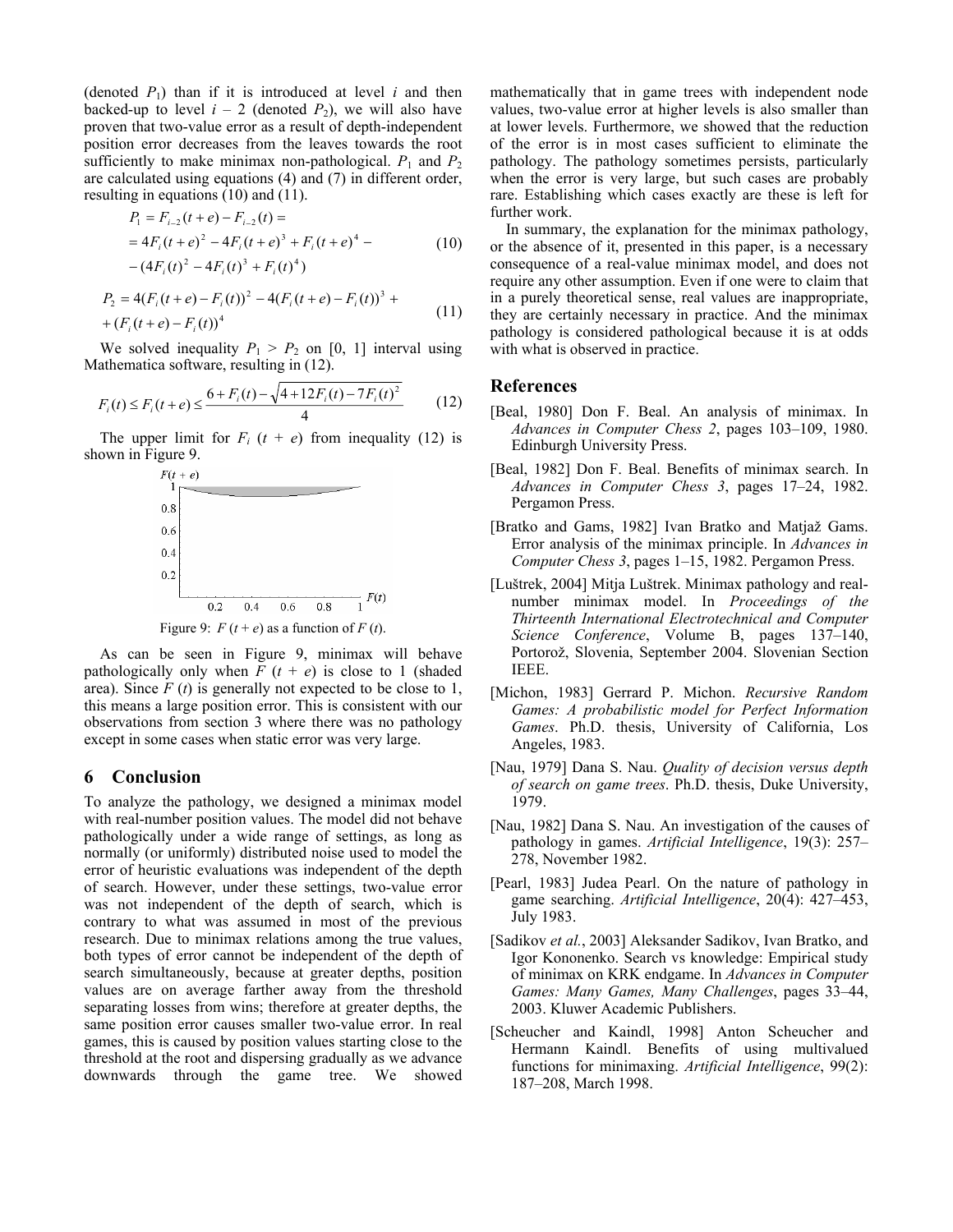(denoted $P_1$) than if it is introduced at level $i$ and then backed-up to level $i - 2$ (denoted $P_2$), we will also have proven that two-value error as a result of depth-independent position error decreases from the leaves towards the root sufficiently to make minimax non-pathological. $P_1$ and $P_2$ are calculated using equations (4) and (7) in different order, resulting in equations (10) and (11).

$$
\begin{aligned}
P_1 &= F_{i-2}(t+e) - F_{i-2}(t) = \\
&= 4F_i(t+e)^2 - 4F_i(t+e)^3 + F_i(t+e)^4 - \\
&- (4F_i(t)^2 - 4F_i(t)^3 + F_i(t)^4)
\end{aligned} \tag{10}
$$

$$
\begin{aligned}
P_2 &= 4(F_i(t+e) - F_i(t))^2 - 4(F_i(t+e) - F_i(t))^3 + \\
&+ (F_i(t+e) - F_i(t))^4
\end{aligned} \tag{11}
$$

We solved inequality $P_1 > P_2$ on [0, 1] interval using Mathematica software, resulting in (12).

$$
F_i(t) \leq F_i(t+e) \leq \frac{6 + F_i(t) - \sqrt{4 + 12F_i(t) - 7F_i(t)^2}}{4} \tag{12}
$$

The upper limit for $F_i$ ($t + e$) from inequality (12) is shown in Figure 9.

F(t + e)
1
0.8
0.6
0.4
0.2
0.2 0.4 0.6 0.8 1
F(t)

Figure 9: $F(t + e)$ as a function of $F(t)$.

As can be seen in Figure 9, minimax will behave pathologically only when $F(t + e)$ is close to 1 (shaded area). Since $F(t)$ is generally not expected to be close to 1, this means a large position error. This is consistent with our observations from section 3 where there was no pathology except in some cases when static error was very large.

## 6 Conclusion

To analyze the pathology, we designed a minimax model with real-number position values. The model did not behave pathologically under a wide range of settings, as long as normally (or uniformly) distributed noise used to model the error of heuristic evaluations was independent of the depth of search. However, under these settings, two-value error was not independent of the depth of search, which is contrary to what was assumed in most of the previous research. Due to minimax relations among the true values, both types of error cannot be independent of the depth of search simultaneously, because at greater depths, position values are on average farther away from the threshold separating losses from wins; therefore at greater depths, the same position error causes smaller two-value error. In real games, this is caused by position values starting close to the threshold at the root and dispersing gradually as we advance downwards through the game tree. We showed mathematically that in game trees with independent node values, two-value error at higher levels is also smaller than at lower levels. Furthermore, we showed that the reduction of the error is in most cases sufficient to eliminate the pathology. The pathology sometimes persists, particularly when the error is very large, but such cases are probably rare. Establishing which cases exactly are these is left for further work.

In summary, the explanation for the minimax pathology, or the absence of it, presented in this paper, is a necessary consequence of a real-value minimax model, and does not require any other assumption. Even if one were to claim that in a purely theoretical sense, real values are inappropriate, they are certainly necessary in practice. And the minimax pathology is considered pathological because it is at odds with what is observed in practice.

## References

[Beal, 1980] Don F. Beal. An analysis of minimax. In *Advances in Computer Chess 2*, pages 103–109, 1980. Edinburgh University Press.

[Beal, 1982] Don F. Beal. Benefits of minimax search. In *Advances in Computer Chess 3*, pages 17–24, 1982. Pergamon Press.

[Bratko and Gams, 1982] Ivan Bratko and Matjaž Gams. Error analysis of the minimax principle. In *Advances in Computer Chess 3*, pages 1–15, 1982. Pergamon Press.

[Luštrek, 2004] Mitja Luštrek. Minimax pathology and real-number minimax model. In *Proceedings of the Thirteenth International Electrotechnical and Computer Science Conference*, Volume B, pages 137–140, Portorož, Slovenia, September 2004. Slovenian Section IEEE.

[Michon, 1983] Gerrard P. Michon. *Recursive Random Games: A probabilistic model for Perfect Information Games*. Ph.D. thesis, University of California, Los Angeles, 1983.

[Nau, 1979] Dana S. Nau. *Quality of decision versus depth of search on game trees*. Ph.D. thesis, Duke University, 1979.

[Nau, 1982] Dana S. Nau. An investigation of the causes of pathology in games. *Artificial Intelligence*, 19(3): 257–278, November 1982.

[Pearl, 1983] Judea Pearl. On the nature of pathology in game searching. *Artificial Intelligence*, 20(4): 427–453, July 1983.

[Sadikov *et al.*, 2003] Aleksander Sadikov, Ivan Bratko, and Igor Kononenko. Search vs knowledge: Empirical study of minimax on KRK endgame. In *Advances in Computer Games: Many Games, Many Challenges*, pages 33–44, 2003. Kluwer Academic Publishers.

[Scheucher and Kaindl, 1998] Anton Scheucher and Hermann Kaindl. Benefits of using multivalued functions for minimaxing. *Artificial Intelligence*, 99(2): 187–208, March 1998.